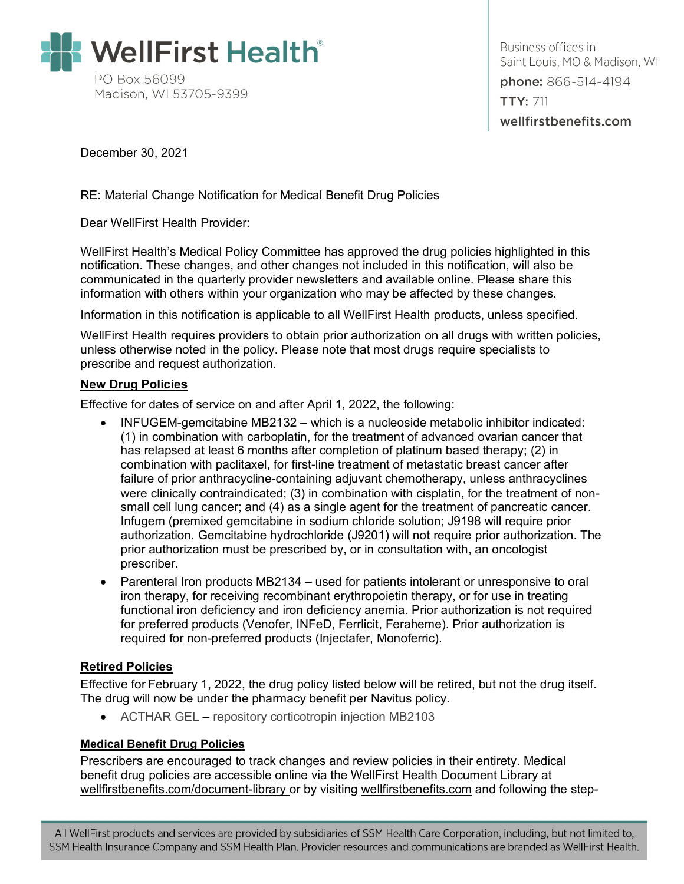# WellFirst Health®

PO Box 56099
Madison, WI 53705-9399

Business offices in
Saint Louis, MO & Madison, WI
**phone:** 866-514-4194
**TTY:** 711
wellfirstbenefits.com

December 30, 2021

RE: Material Change Notification for Medical Benefit Drug Policies

Dear WellFirst Health Provider:

WellFirst Health's Medical Policy Committee has approved the drug policies highlighted in this notification. These changes, and other changes not included in this notification, will also be communicated in the quarterly provider newsletters and available online. Please share this information with others within your organization who may be affected by these changes.

Information in this notification is applicable to all WellFirst Health products, unless specified.

WellFirst Health requires providers to obtain prior authorization on all drugs with written policies, unless otherwise noted in the policy. Please note that most drugs require specialists to prescribe and request authorization.

## New Drug Policies

Effective for dates of service on and after April 1, 2022, the following:

- INFUGEM-gemcitabine MB2132 – which is a nucleoside metabolic inhibitor indicated: (1) in combination with carboplatin, for the treatment of advanced ovarian cancer that has relapsed at least 6 months after completion of platinum based therapy; (2) in combination with paclitaxel, for first-line treatment of metastatic breast cancer after failure of prior anthracycline-containing adjuvant chemotherapy, unless anthracyclines were clinically contraindicated; (3) in combination with cisplatin, for the treatment of non-small cell lung cancer; and (4) as a single agent for the treatment of pancreatic cancer. Infugem (premixed gemcitabine in sodium chloride solution; J9198 will require prior authorization. Gemcitabine hydrochloride (J9201) will not require prior authorization. The prior authorization must be prescribed by, or in consultation with, an oncologist prescriber.
- Parenteral Iron products MB2134 – used for patients intolerant or unresponsive to oral iron therapy, for receiving recombinant erythropoietin therapy, or for use in treating functional iron deficiency and iron deficiency anemia. Prior authorization is not required for preferred products (Venofer, INFeD, Ferrlicit, Feraheme). Prior authorization is required for non-preferred products (Injectafer, Monoferric).

## Retired Policies

Effective for February 1, 2022, the drug policy listed below will be retired, but not the drug itself. The drug will now be under the pharmacy benefit per Navitus policy.

- ACTHAR GEL – repository corticotropin injection MB2103

## Medical Benefit Drug Policies

Prescribers are encouraged to track changes and review policies in their entirety. Medical benefit drug policies are accessible online via the WellFirst Health Document Library at wellfirstbenefits.com/document-library or by visiting wellfirstbenefits.com and following the step-

All WellFirst products and services are provided by subsidiaries of SSM Health Care Corporation, including, but not limited to, SSM Health Insurance Company and SSM Health Plan. Provider resources and communications are branded as WellFirst Health.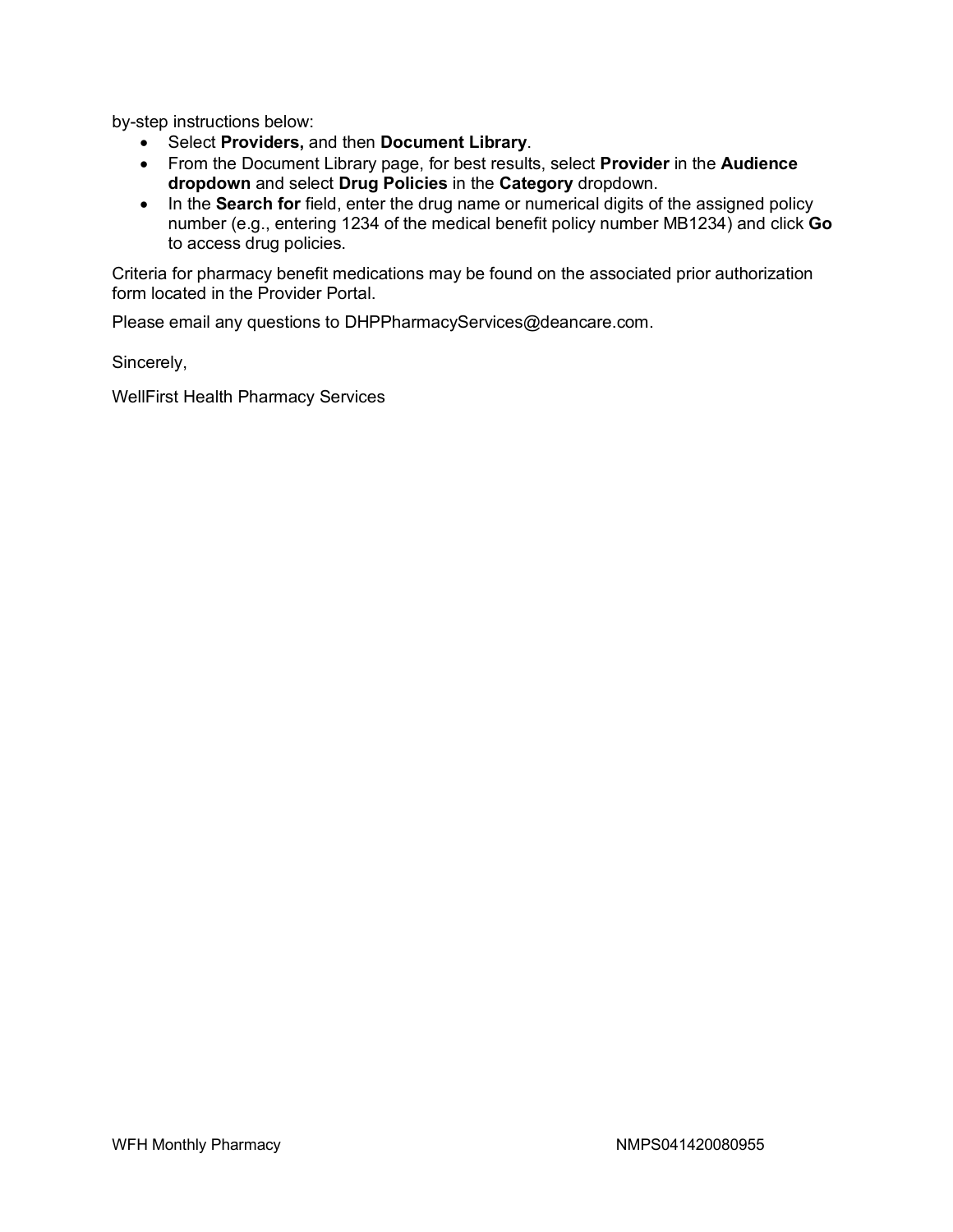by-step instructions below:

- Select **Providers,** and then **Document Library**.
- From the Document Library page, for best results, select **Provider** in the **Audience dropdown** and select **Drug Policies** in the **Category** dropdown.
- In the **Search for** field, enter the drug name or numerical digits of the assigned policy number (e.g., entering 1234 of the medical benefit policy number MB1234) and click **Go** to access drug policies.

Criteria for pharmacy benefit medications may be found on the associated prior authorization form located in the Provider Portal.

Please email any questions to DHPPharmacyServices@deancare.com.

Sincerely,

WellFirst Health Pharmacy Services